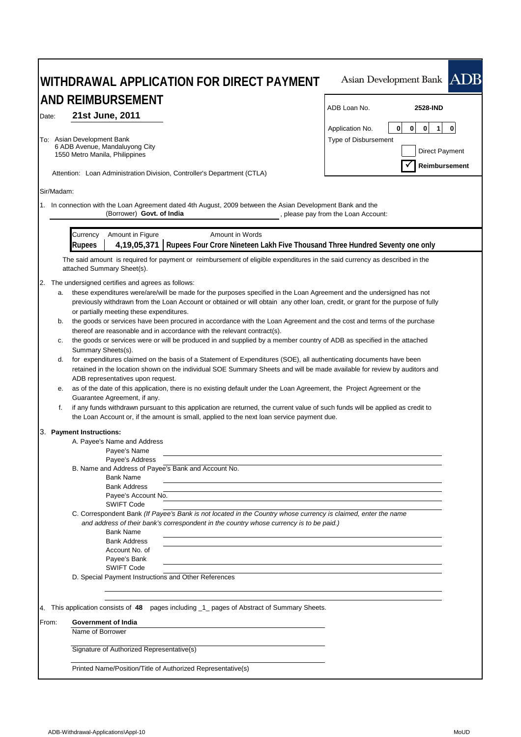# WITHDRAWAL APPLICATION FOR DIRECT PAYMENT AND REIMBURSEMENT

Asian Development Bank ADB

Date: **21st June, 2011**

| | |
|---|---|
| ADB Loan No. | **2528-IND** |
| Application No. | 0 0 0 1 0 |
| Type of Disbursement | ☐ Direct Payment |
| | ☑ **Reimbursement** |

To: Asian Development Bank
6 ADB Avenue, Mandaluyong City
1550 Metro Manila, Philippines

Attention: Loan Administration Division, Controller's Department (CTLA)

Sir/Madam:

1. In connection with the Loan Agreement dated 4th August, 2009 between the Asian Development Bank and the (Borrower) **Govt. of India**, please pay from the Loan Account:

| Currency | Amount in Figure | Amount in Words |
|---|---|---|
| **Rupees** | **4,19,05,371** | **Rupees Four Crore Nineteen Lakh Five Thousand Three Hundred Seventy one only** |

The said amount is required for payment or reimbursement of eligible expenditures in the said currency as described in the attached Summary Sheet(s).

2. The undersigned certifies and agrees as follows:
   a. these expenditures were/are/will be made for the purposes specified in the Loan Agreement and the undersigned has not previously withdrawn from the Loan Account or obtained or will obtain any other loan, credit, or grant for the purpose of fully or partially meeting these expenditures.
   b. the goods or services have been procured in accordance with the Loan Agreement and the cost and terms of the purchase thereof are reasonable and in accordance with the relevant contract(s).
   c. the goods or services were or will be produced in and supplied by a member country of ADB as specified in the attached Summary Sheets(s).
   d. for expenditures claimed on the basis of a Statement of Expenditures (SOE), all authenticating documents have been retained in the location shown on the individual SOE Summary Sheets and will be made available for review by auditors and ADB representatives upon request.
   e. as of the date of this application, there is no existing default under the Loan Agreement, the Project Agreement or the Guarantee Agreement, if any.
   f. if any funds withdrawn pursuant to this application are returned, the current value of such funds will be applied as credit to the Loan Account or, if the amount is small, applied to the next loan service payment due.

3. **Payment Instructions:**
   A. Payee's Name and Address
      Payee's Name
      Payee's Address
   B. Name and Address of Payee's Bank and Account No.
      Bank Name
      Bank Address
      Payee's Account No.
      SWIFT Code
   C. Correspondent Bank *(If Payee's Bank is not located in the Country whose currency is claimed, enter the name and address of their bank's correspondent in the country whose currency is to be paid.)*
      Bank Name
      Bank Address
      Account No. of Payee's Bank
      SWIFT Code
   D. Special Payment Instructions and Other References

4. This application consists of **48** pages including _1_ pages of Abstract of Summary Sheets.

From: **Government of India**
Name of Borrower

Signature of Authorized Representative(s)

Printed Name/Position/Title of Authorized Representative(s)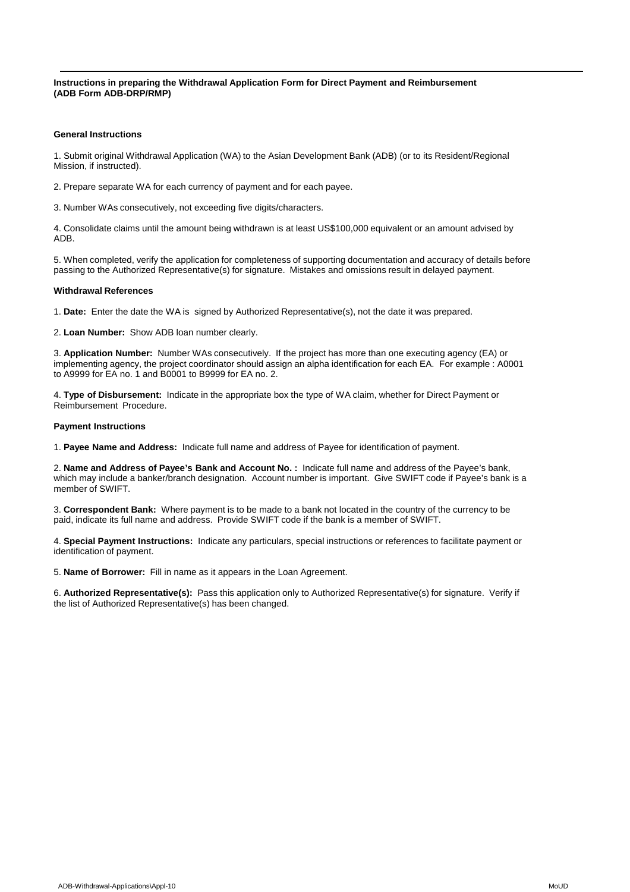**Instructions in preparing the Withdrawal Application Form for Direct Payment and Reimbursement (ADB Form ADB-DRP/RMP)**

**General Instructions**

1. Submit original Withdrawal Application (WA) to the Asian Development Bank (ADB) (or to its Resident/Regional Mission, if instructed).

2. Prepare separate WA for each currency of payment and for each payee.

3. Number WAs consecutively, not exceeding five digits/characters.

4. Consolidate claims until the amount being withdrawn is at least US$100,000 equivalent or an amount advised by ADB.

5. When completed, verify the application for completeness of supporting documentation and accuracy of details before passing to the Authorized Representative(s) for signature. Mistakes and omissions result in delayed payment.

**Withdrawal References**

1. **Date:** Enter the date the WA is signed by Authorized Representative(s), not the date it was prepared.

2. **Loan Number:** Show ADB loan number clearly.

3. **Application Number:** Number WAs consecutively. If the project has more than one executing agency (EA) or implementing agency, the project coordinator should assign an alpha identification for each EA. For example : A0001 to A9999 for EA no. 1 and B0001 to B9999 for EA no. 2.

4. **Type of Disbursement:** Indicate in the appropriate box the type of WA claim, whether for Direct Payment or Reimbursement Procedure.

**Payment Instructions**

1. **Payee Name and Address:** Indicate full name and address of Payee for identification of payment.

2. **Name and Address of Payee's Bank and Account No. :** Indicate full name and address of the Payee's bank, which may include a banker/branch designation. Account number is important. Give SWIFT code if Payee's bank is a member of SWIFT.

3. **Correspondent Bank:** Where payment is to be made to a bank not located in the country of the currency to be paid, indicate its full name and address. Provide SWIFT code if the bank is a member of SWIFT.

4. **Special Payment Instructions:** Indicate any particulars, special instructions or references to facilitate payment or identification of payment.

5. **Name of Borrower:** Fill in name as it appears in the Loan Agreement.

6. **Authorized Representative(s):** Pass this application only to Authorized Representative(s) for signature. Verify if the list of Authorized Representative(s) has been changed.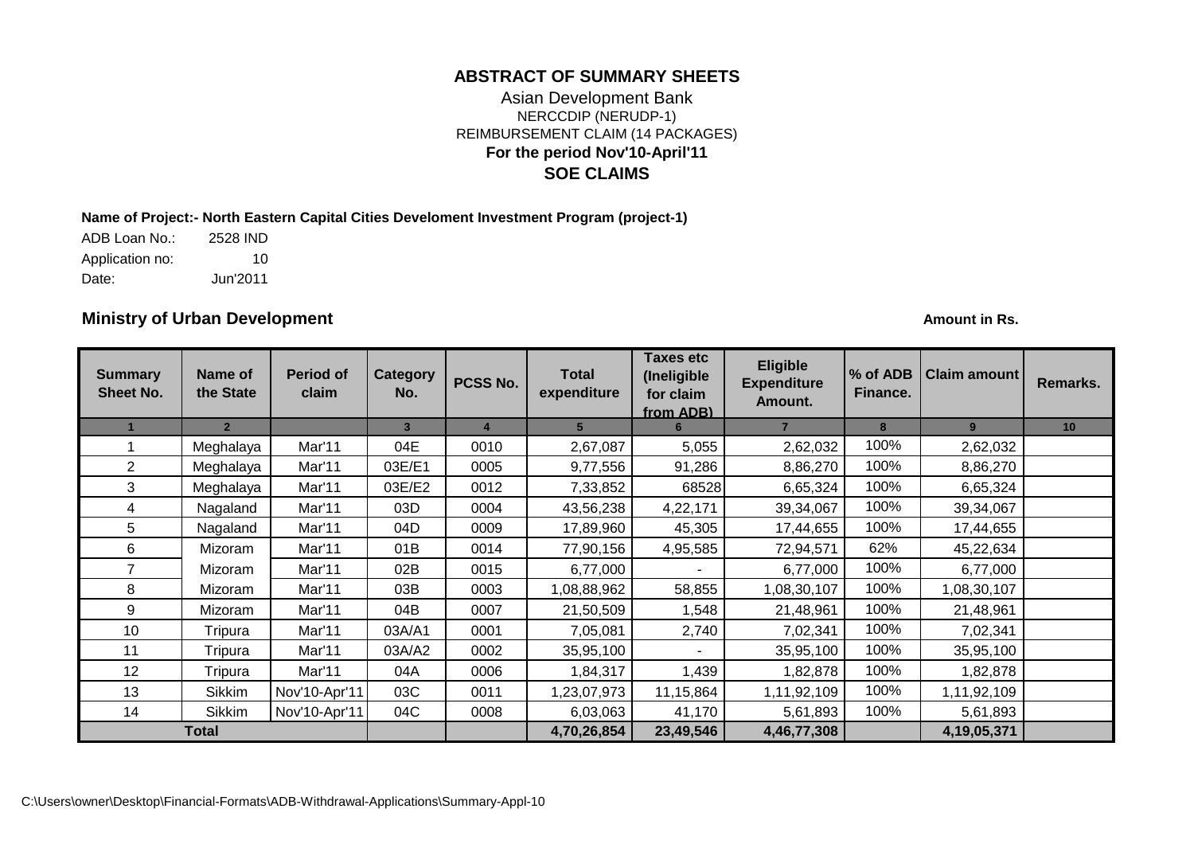**ABSTRACT OF SUMMARY SHEETS**

Asian Development Bank

NERCCDIP (NERUDP-1)

REIMBURSEMENT CLAIM (14 PACKAGES)

**For the period Nov'10-April'11**

**SOE CLAIMS**

**Name of Project:- North Eastern Capital Cities Develoment Investment Program (project-1)**

ADB Loan No.: 2528 IND

Application no: 10

Date: Jun'2011

**Ministry of Urban Development**

**Amount in Rs.**

| Summary Sheet No. | Name of the State | Period of claim | Category No. | PCSS No. | Total expenditure | Taxes etc (Ineligible for claim from ADB) | Eligible Expenditure Amount. | % of ADB Finance. | Claim amount | Remarks. |
|---|---|---|---|---|---|---|---|---|---|---|
| 1 | 2 | | 3 | 4 | 5 | 6 | 7 | 8 | 9 | 10 |
| 1 | Meghalaya | Mar'11 | 04E | 0010 | 2,67,087 | 5,055 | 2,62,032 | 100% | 2,62,032 | |
| 2 | Meghalaya | Mar'11 | 03E/E1 | 0005 | 9,77,556 | 91,286 | 8,86,270 | 100% | 8,86,270 | |
| 3 | Meghalaya | Mar'11 | 03E/E2 | 0012 | 7,33,852 | 68528 | 6,65,324 | 100% | 6,65,324 | |
| 4 | Nagaland | Mar'11 | 03D | 0004 | 43,56,238 | 4,22,171 | 39,34,067 | 100% | 39,34,067 | |
| 5 | Nagaland | Mar'11 | 04D | 0009 | 17,89,960 | 45,305 | 17,44,655 | 100% | 17,44,655 | |
| 6 | Mizoram | Mar'11 | 01B | 0014 | 77,90,156 | 4,95,585 | 72,94,571 | 62% | 45,22,634 | |
| 7 | Mizoram | Mar'11 | 02B | 0015 | 6,77,000 | - | 6,77,000 | 100% | 6,77,000 | |
| 8 | Mizoram | Mar'11 | 03B | 0003 | 1,08,88,962 | 58,855 | 1,08,30,107 | 100% | 1,08,30,107 | |
| 9 | Mizoram | Mar'11 | 04B | 0007 | 21,50,509 | 1,548 | 21,48,961 | 100% | 21,48,961 | |
| 10 | Tripura | Mar'11 | 03A/A1 | 0001 | 7,05,081 | 2,740 | 7,02,341 | 100% | 7,02,341 | |
| 11 | Tripura | Mar'11 | 03A/A2 | 0002 | 35,95,100 | - | 35,95,100 | 100% | 35,95,100 | |
| 12 | Tripura | Mar'11 | 04A | 0006 | 1,84,317 | 1,439 | 1,82,878 | 100% | 1,82,878 | |
| 13 | Sikkim | Nov'10-Apr'11 | 03C | 0011 | 1,23,07,973 | 11,15,864 | 1,11,92,109 | 100% | 1,11,92,109 | |
| 14 | Sikkim | Nov'10-Apr'11 | 04C | 0008 | 6,03,063 | 41,170 | 5,61,893 | 100% | 5,61,893 | |
| **Total** | | | | | **4,70,26,854** | **23,49,546** | **4,46,77,308** | | **4,19,05,371** | |

C:\Users\owner\Desktop\Financial-Formats\ADB-Withdrawal-Applications\Summary-Appl-10